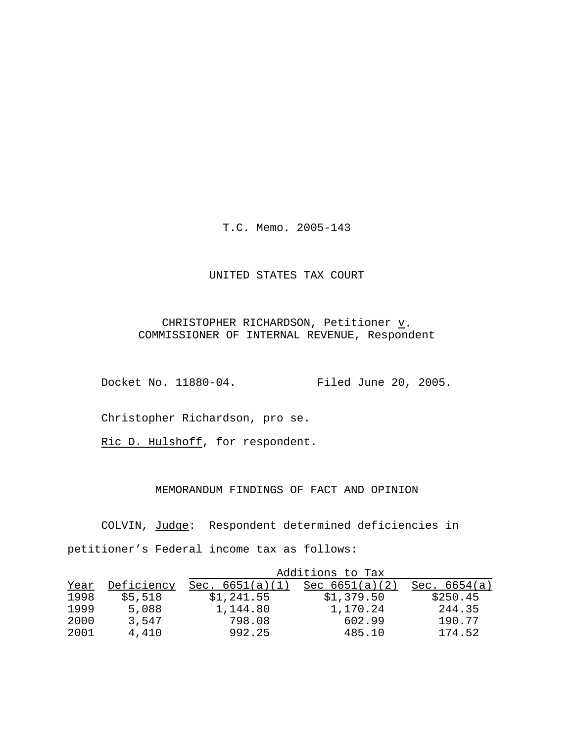T.C. Memo. 2005-143

UNITED STATES TAX COURT

CHRISTOPHER RICHARDSON, Petitioner *v*.
COMMISSIONER OF INTERNAL REVENUE, Respondent

Docket No. 11880-04. Filed June 20, 2005.

Christopher Richardson, pro se.

Ric D. Hulshoff, for respondent.

MEMORANDUM FINDINGS OF FACT AND OPINION

COLVIN, *Judge*: Respondent determined deficiencies in petitioner's Federal income tax as follows:

| | | Additions to Tax | | |
|---|---|---|---|---|
| Year | Deficiency | Sec. 6651(a)(1) | Sec 6651(a)(2) | Sec. 6654(a) |
| 1998 | $5,518 | $1,241.55 | $1,379.50 | $250.45 |
| 1999 | 5,088 | 1,144.80 | 1,170.24 | 244.35 |
| 2000 | 3,547 | 798.08 | 602.99 | 190.77 |
| 2001 | 4,410 | 992.25 | 485.10 | 174.52 |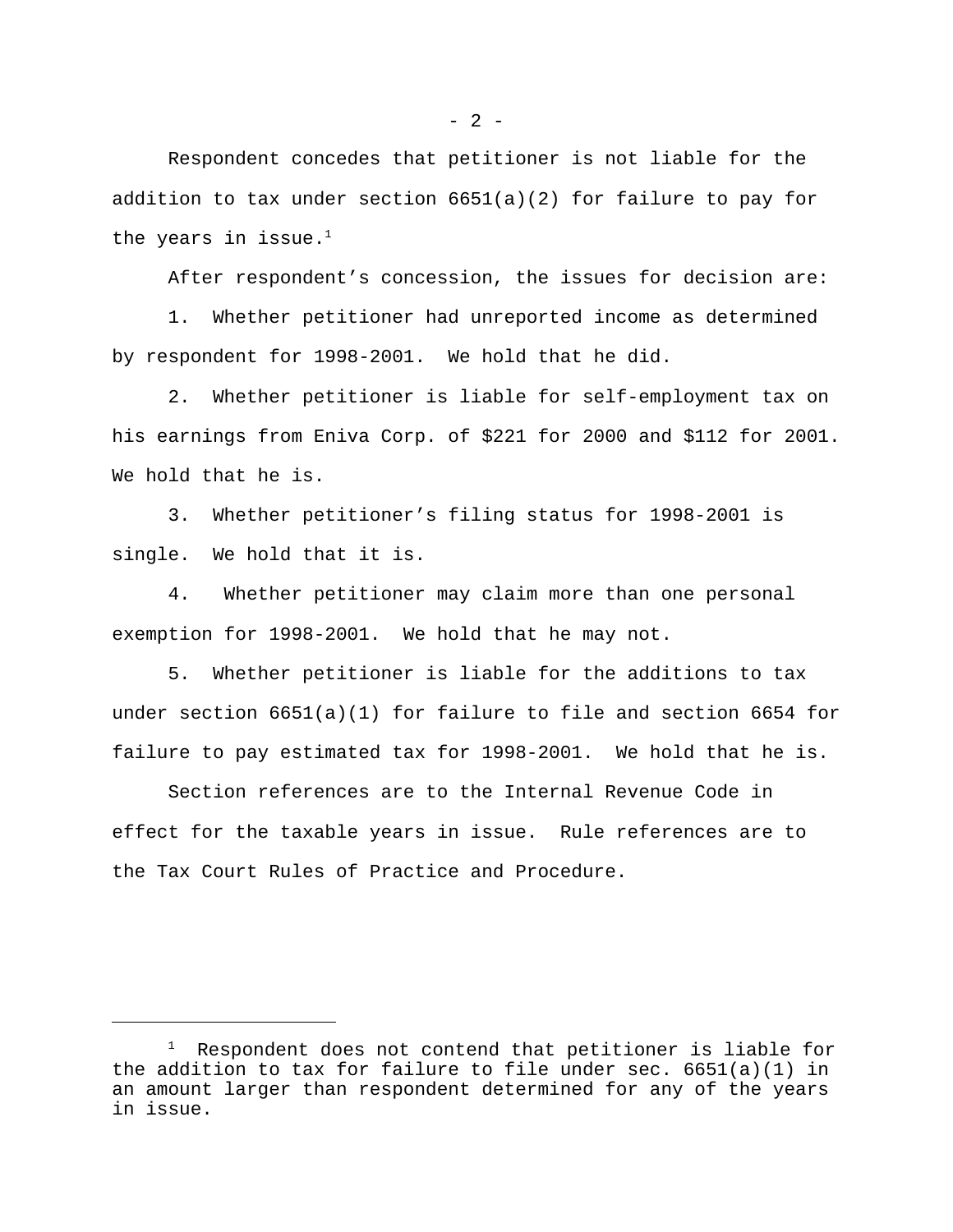Respondent concedes that petitioner is not liable for the addition to tax under section 6651(a)(2) for failure to pay for the years in issue.[1]

After respondent's concession, the issues for decision are:

1. Whether petitioner had unreported income as determined by respondent for 1998-2001. We hold that he did.

2. Whether petitioner is liable for self-employment tax on his earnings from Eniva Corp. of $221 for 2000 and $112 for 2001. We hold that he is.

3. Whether petitioner's filing status for 1998-2001 is single. We hold that it is.

4. Whether petitioner may claim more than one personal exemption for 1998-2001. We hold that he may not.

5. Whether petitioner is liable for the additions to tax under section 6651(a)(1) for failure to file and section 6654 for failure to pay estimated tax for 1998-2001. We hold that he is.

Section references are to the Internal Revenue Code in effect for the taxable years in issue. Rule references are to the Tax Court Rules of Practice and Procedure.

---

[1] Respondent does not contend that petitioner is liable for the addition to tax for failure to file under sec. 6651(a)(1) in an amount larger than respondent determined for any of the years in issue.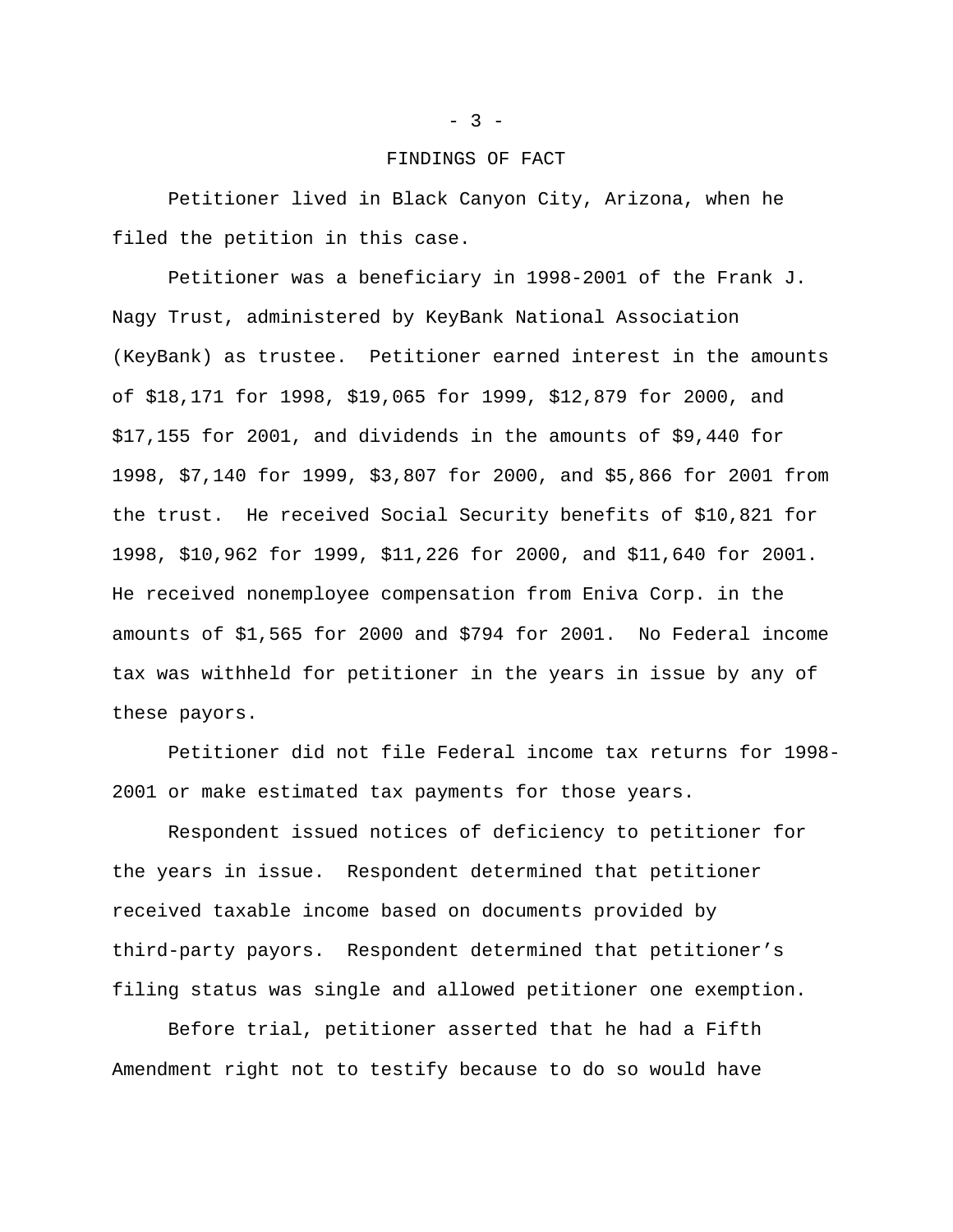## FINDINGS OF FACT

Petitioner lived in Black Canyon City, Arizona, when he filed the petition in this case.

Petitioner was a beneficiary in 1998-2001 of the Frank J. Nagy Trust, administered by KeyBank National Association (KeyBank) as trustee. Petitioner earned interest in the amounts of $18,171 for 1998, $19,065 for 1999, $12,879 for 2000, and $17,155 for 2001, and dividends in the amounts of $9,440 for 1998, $7,140 for 1999, $3,807 for 2000, and $5,866 for 2001 from the trust. He received Social Security benefits of $10,821 for 1998, $10,962 for 1999, $11,226 for 2000, and $11,640 for 2001. He received nonemployee compensation from Eniva Corp. in the amounts of $1,565 for 2000 and $794 for 2001. No Federal income tax was withheld for petitioner in the years in issue by any of these payors.

Petitioner did not file Federal income tax returns for 1998-2001 or make estimated tax payments for those years.

Respondent issued notices of deficiency to petitioner for the years in issue. Respondent determined that petitioner received taxable income based on documents provided by third-party payors. Respondent determined that petitioner's filing status was single and allowed petitioner one exemption.

Before trial, petitioner asserted that he had a Fifth Amendment right not to testify because to do so would have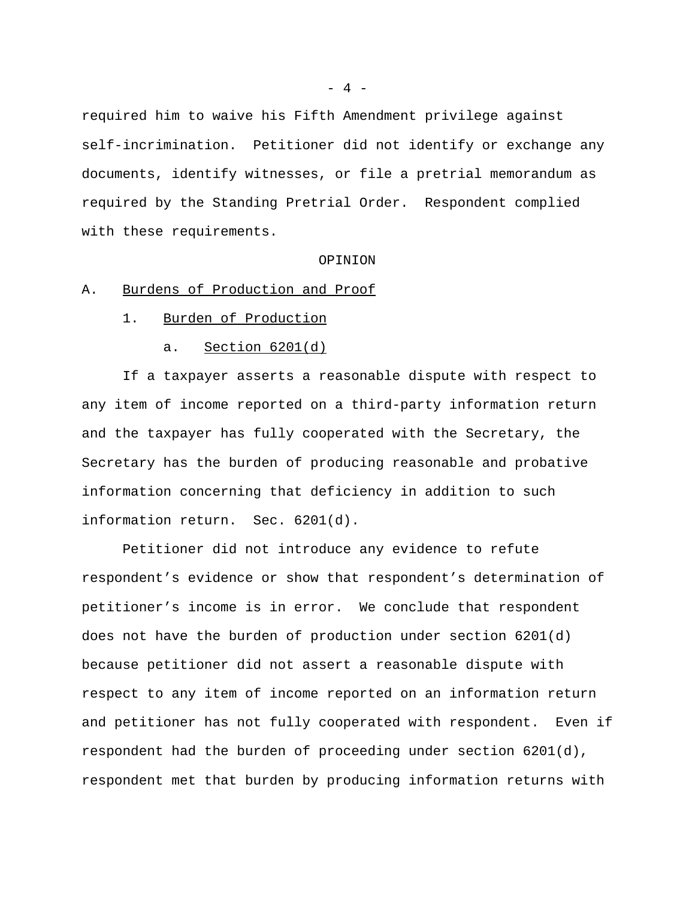required him to waive his Fifth Amendment privilege against self-incrimination. Petitioner did not identify or exchange any documents, identify witnesses, or file a pretrial memorandum as required by the Standing Pretrial Order. Respondent complied with these requirements.

OPINION

A. Burdens of Production and Proof

1. Burden of Production

a. Section 6201(d)

If a taxpayer asserts a reasonable dispute with respect to any item of income reported on a third-party information return and the taxpayer has fully cooperated with the Secretary, the Secretary has the burden of producing reasonable and probative information concerning that deficiency in addition to such information return. Sec. 6201(d).

Petitioner did not introduce any evidence to refute respondent's evidence or show that respondent's determination of petitioner's income is in error. We conclude that respondent does not have the burden of production under section 6201(d) because petitioner did not assert a reasonable dispute with respect to any item of income reported on an information return and petitioner has not fully cooperated with respondent. Even if respondent had the burden of proceeding under section 6201(d), respondent met that burden by producing information returns with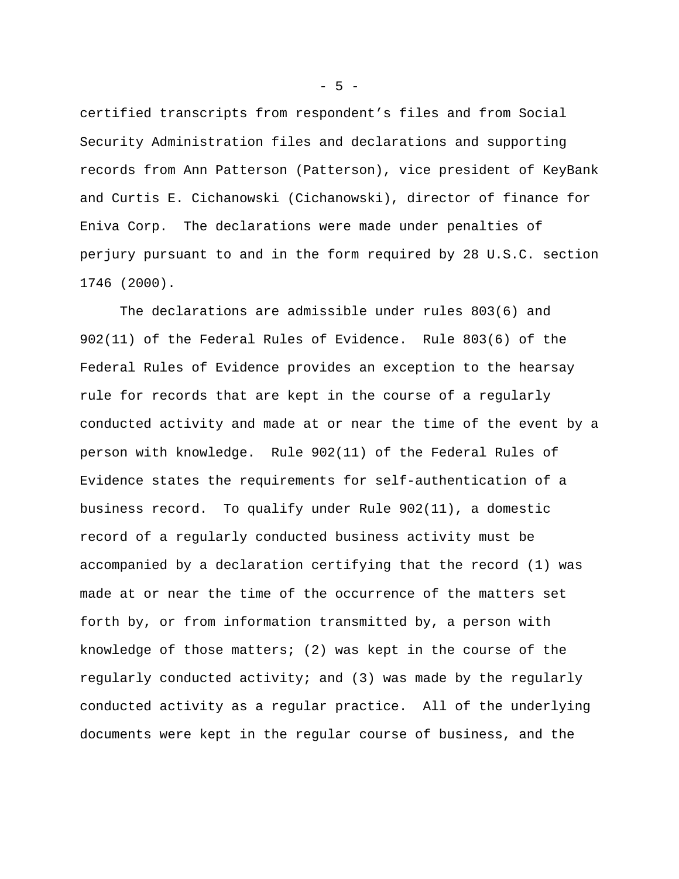certified transcripts from respondent’s files and from Social Security Administration files and declarations and supporting records from Ann Patterson (Patterson), vice president of KeyBank and Curtis E. Cichanowski (Cichanowski), director of finance for Eniva Corp. The declarations were made under penalties of perjury pursuant to and in the form required by 28 U.S.C. section 1746 (2000).

The declarations are admissible under rules 803(6) and 902(11) of the Federal Rules of Evidence. Rule 803(6) of the Federal Rules of Evidence provides an exception to the hearsay rule for records that are kept in the course of a regularly conducted activity and made at or near the time of the event by a person with knowledge. Rule 902(11) of the Federal Rules of Evidence states the requirements for self-authentication of a business record. To qualify under Rule 902(11), a domestic record of a regularly conducted business activity must be accompanied by a declaration certifying that the record (1) was made at or near the time of the occurrence of the matters set forth by, or from information transmitted by, a person with knowledge of those matters; (2) was kept in the course of the regularly conducted activity; and (3) was made by the regularly conducted activity as a regular practice. All of the underlying documents were kept in the regular course of business, and the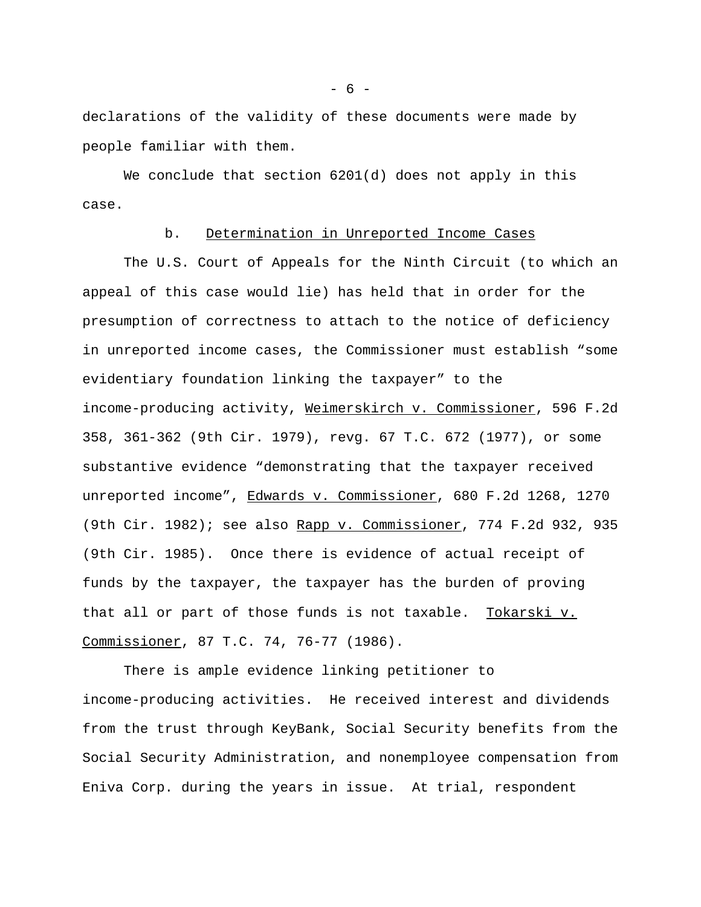declarations of the validity of these documents were made by people familiar with them.

We conclude that section 6201(d) does not apply in this case.

b. Determination in Unreported Income Cases

The U.S. Court of Appeals for the Ninth Circuit (to which an appeal of this case would lie) has held that in order for the presumption of correctness to attach to the notice of deficiency in unreported income cases, the Commissioner must establish “some evidentiary foundation linking the taxpayer” to the income-producing activity, Weimerskirch v. Commissioner, 596 F.2d 358, 361-362 (9th Cir. 1979), revg. 67 T.C. 672 (1977), or some substantive evidence “demonstrating that the taxpayer received unreported income”, Edwards v. Commissioner, 680 F.2d 1268, 1270 (9th Cir. 1982); see also Rapp v. Commissioner, 774 F.2d 932, 935 (9th Cir. 1985). Once there is evidence of actual receipt of funds by the taxpayer, the taxpayer has the burden of proving that all or part of those funds is not taxable. Tokarski v. Commissioner, 87 T.C. 74, 76-77 (1986).

There is ample evidence linking petitioner to income-producing activities. He received interest and dividends from the trust through KeyBank, Social Security benefits from the Social Security Administration, and nonemployee compensation from Eniva Corp. during the years in issue. At trial, respondent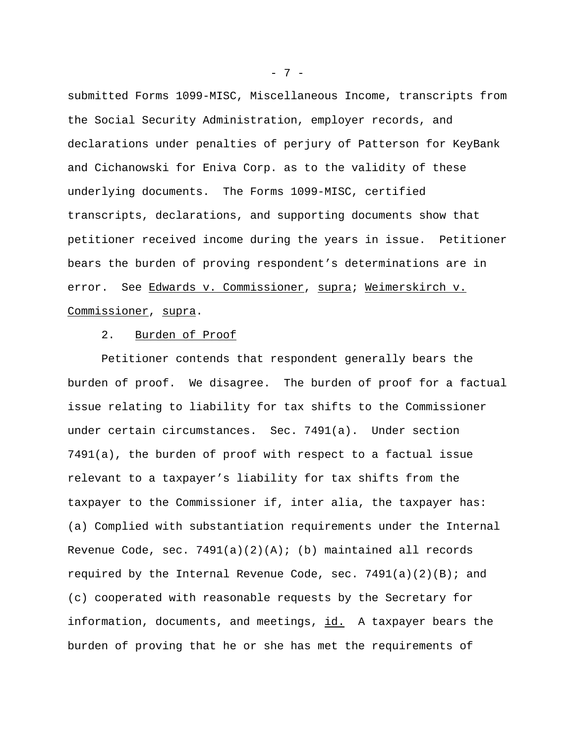submitted Forms 1099-MISC, Miscellaneous Income, transcripts from the Social Security Administration, employer records, and declarations under penalties of perjury of Patterson for KeyBank and Cichanowski for Eniva Corp. as to the validity of these underlying documents. The Forms 1099-MISC, certified transcripts, declarations, and supporting documents show that petitioner received income during the years in issue. Petitioner bears the burden of proving respondent's determinations are in error. See Edwards v. Commissioner, supra; Weimerskirch v. Commissioner, supra.

2. Burden of Proof

Petitioner contends that respondent generally bears the burden of proof. We disagree. The burden of proof for a factual issue relating to liability for tax shifts to the Commissioner under certain circumstances. Sec. 7491(a). Under section 7491(a), the burden of proof with respect to a factual issue relevant to a taxpayer's liability for tax shifts from the taxpayer to the Commissioner if, inter alia, the taxpayer has: (a) Complied with substantiation requirements under the Internal Revenue Code, sec. 7491(a)(2)(A); (b) maintained all records required by the Internal Revenue Code, sec. 7491(a)(2)(B); and (c) cooperated with reasonable requests by the Secretary for information, documents, and meetings, id. A taxpayer bears the burden of proving that he or she has met the requirements of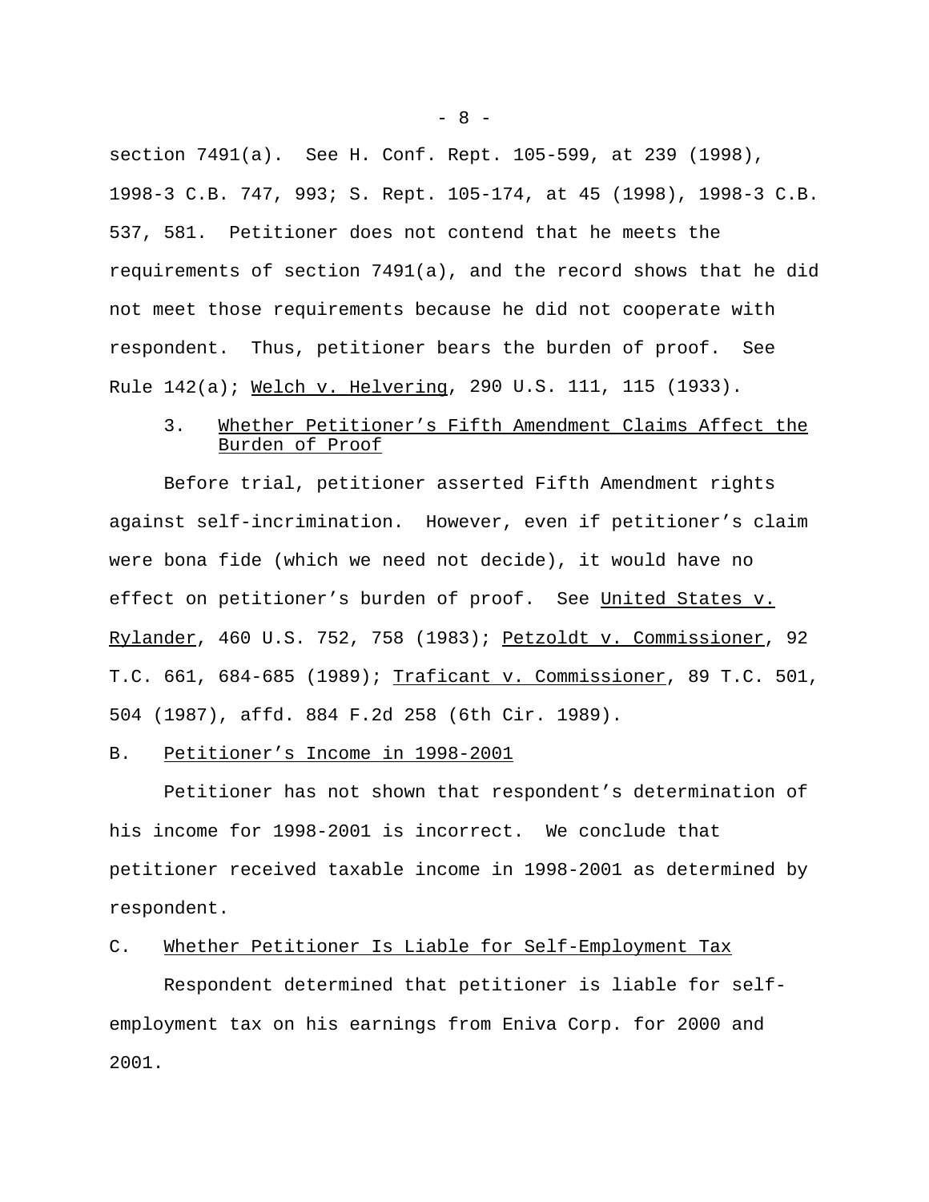section 7491(a). See H. Conf. Rept. 105-599, at 239 (1998), 1998-3 C.B. 747, 993; S. Rept. 105-174, at 45 (1998), 1998-3 C.B. 537, 581. Petitioner does not contend that he meets the requirements of section 7491(a), and the record shows that he did not meet those requirements because he did not cooperate with respondent. Thus, petitioner bears the burden of proof. See Rule 142(a); Welch v. Helvering, 290 U.S. 111, 115 (1933).

### 3. Whether Petitioner's Fifth Amendment Claims Affect the Burden of Proof

Before trial, petitioner asserted Fifth Amendment rights against self-incrimination. However, even if petitioner's claim were bona fide (which we need not decide), it would have no effect on petitioner's burden of proof. See United States v. Rylander, 460 U.S. 752, 758 (1983); Petzoldt v. Commissioner, 92 T.C. 661, 684-685 (1989); Traficant v. Commissioner, 89 T.C. 501, 504 (1987), affd. 884 F.2d 258 (6th Cir. 1989).

## B. Petitioner's Income in 1998-2001

Petitioner has not shown that respondent's determination of his income for 1998-2001 is incorrect. We conclude that petitioner received taxable income in 1998-2001 as determined by respondent.

## C. Whether Petitioner Is Liable for Self-Employment Tax

Respondent determined that petitioner is liable for self-employment tax on his earnings from Eniva Corp. for 2000 and 2001.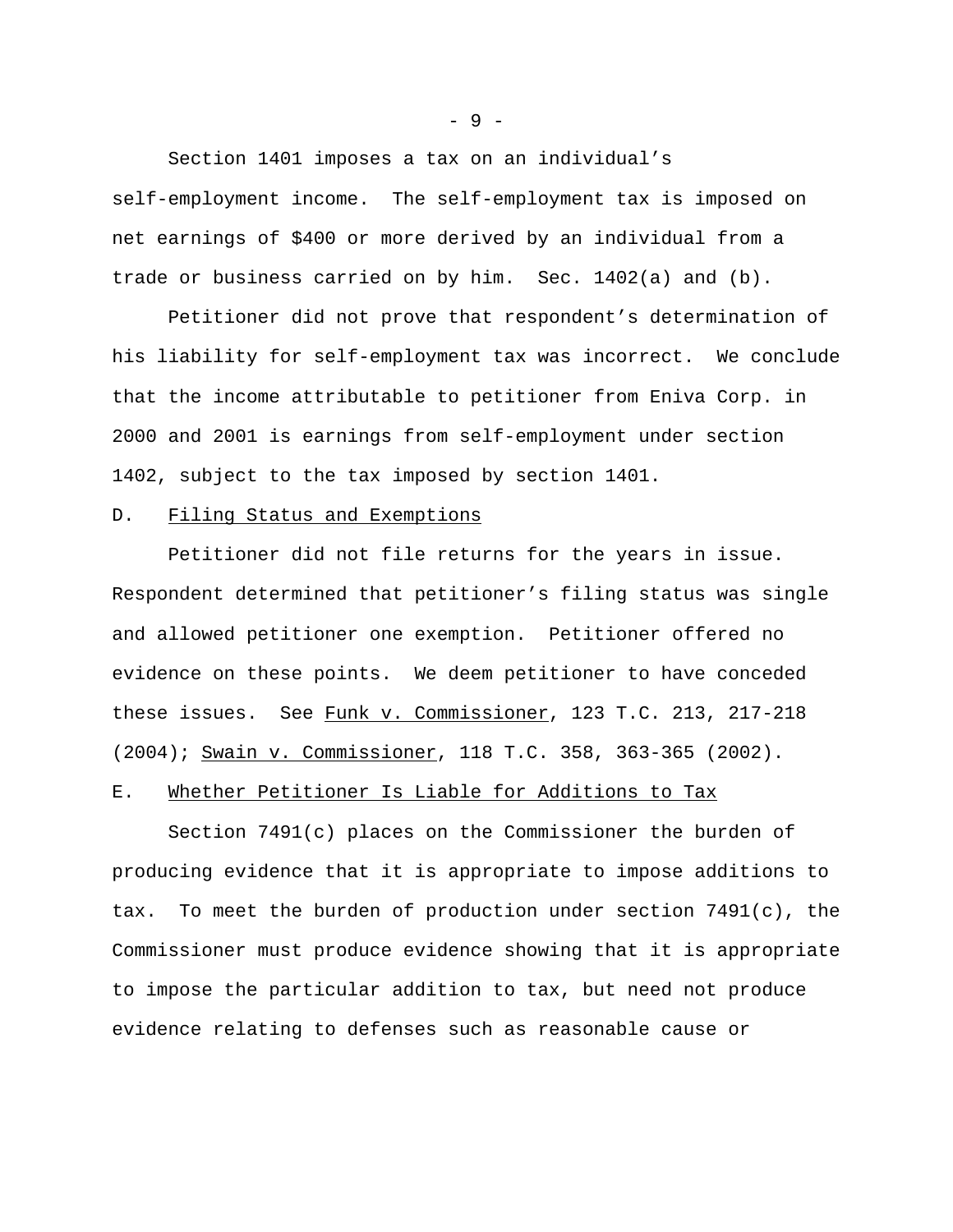Section 1401 imposes a tax on an individual's self-employment income. The self-employment tax is imposed on net earnings of $400 or more derived by an individual from a trade or business carried on by him. Sec. 1402(a) and (b).

Petitioner did not prove that respondent's determination of his liability for self-employment tax was incorrect. We conclude that the income attributable to petitioner from Eniva Corp. in 2000 and 2001 is earnings from self-employment under section 1402, subject to the tax imposed by section 1401.

D. Filing Status and Exemptions

Petitioner did not file returns for the years in issue. Respondent determined that petitioner's filing status was single and allowed petitioner one exemption. Petitioner offered no evidence on these points. We deem petitioner to have conceded these issues. See Funk v. Commissioner, 123 T.C. 213, 217-218 (2004); Swain v. Commissioner, 118 T.C. 358, 363-365 (2002).

E. Whether Petitioner Is Liable for Additions to Tax

Section 7491(c) places on the Commissioner the burden of producing evidence that it is appropriate to impose additions to tax. To meet the burden of production under section 7491(c), the Commissioner must produce evidence showing that it is appropriate to impose the particular addition to tax, but need not produce evidence relating to defenses such as reasonable cause or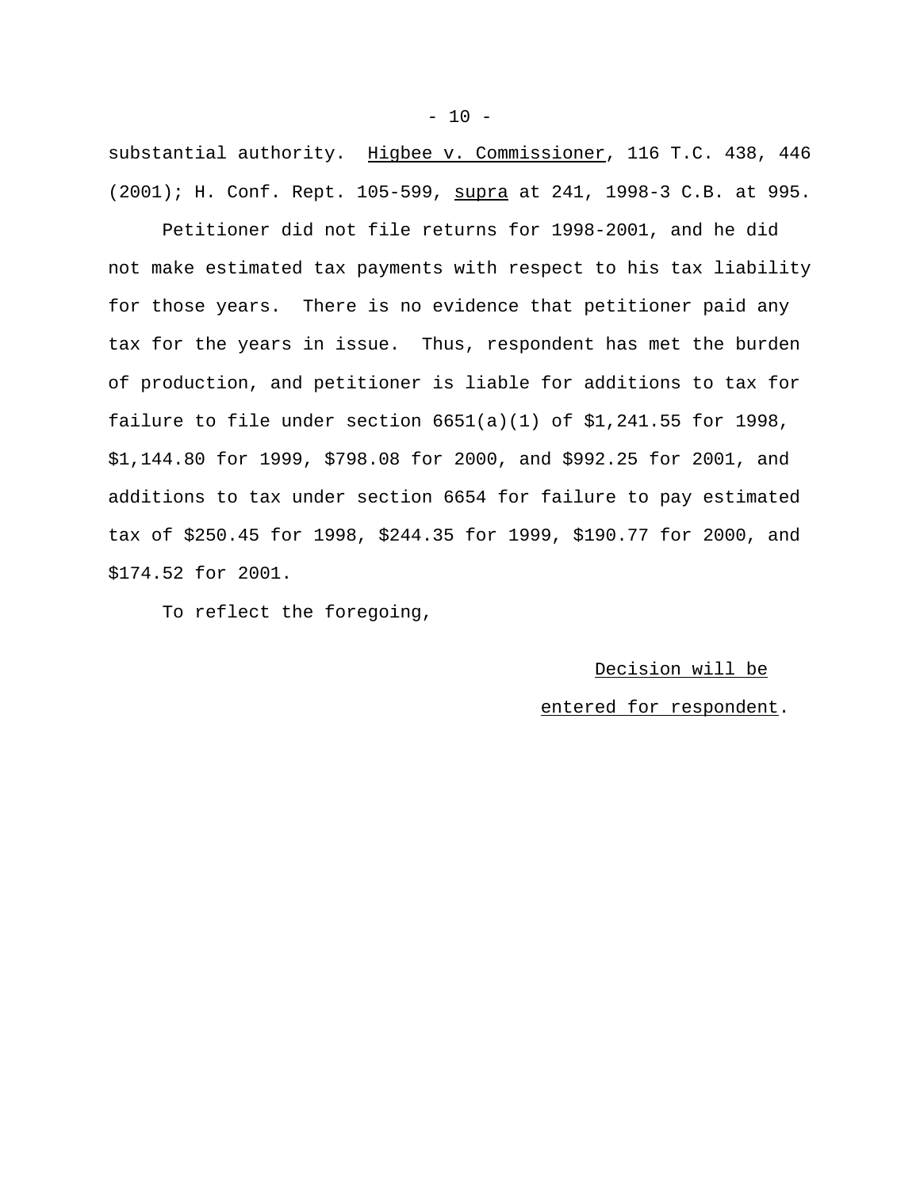substantial authority. _Higbee v. Commissioner_, 116 T.C. 438, 446 (2001); H. Conf. Rept. 105-599, _supra_ at 241, 1998-3 C.B. at 995.

Petitioner did not file returns for 1998-2001, and he did not make estimated tax payments with respect to his tax liability for those years. There is no evidence that petitioner paid any tax for the years in issue. Thus, respondent has met the burden of production, and petitioner is liable for additions to tax for failure to file under section 6651(a)(1) of $1,241.55 for 1998, $1,144.80 for 1999, $798.08 for 2000, and $992.25 for 2001, and additions to tax under section 6654 for failure to pay estimated tax of $250.45 for 1998, $244.35 for 1999, $190.77 for 2000, and $174.52 for 2001.

To reflect the foregoing,

_Decision will be entered for respondent_.